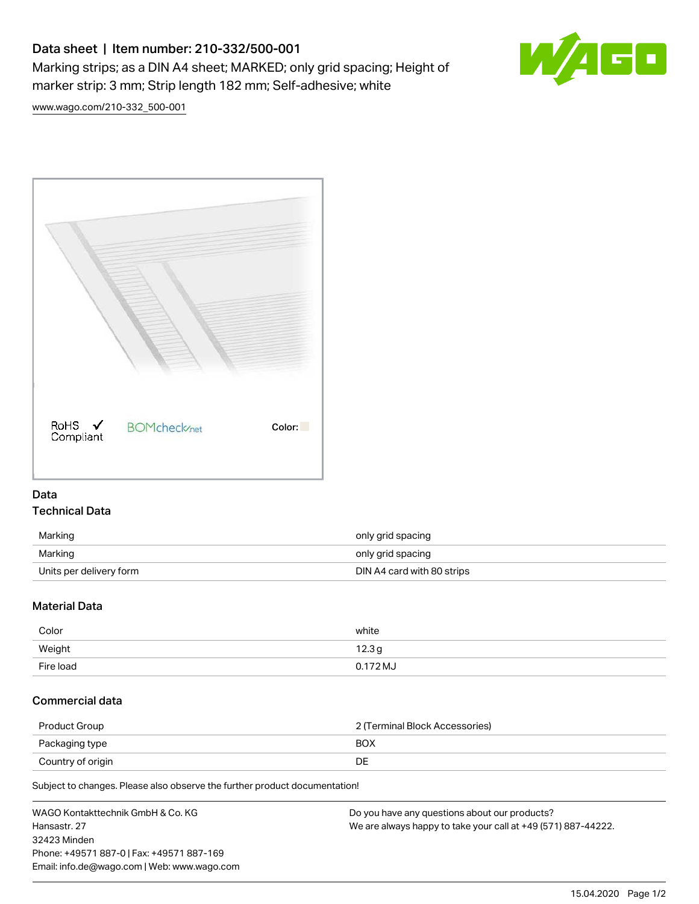# Data sheet | Item number: 210-332/500-001

Marking strips; as a DIN A4 sheet; MARKED; only grid spacing; Height of marker strip: 3 mm; Strip length 182 mm; Self-adhesive; white

www.wago.com/210-332_500-001

RoHS ✓ Compliant

BOMcheck.net

Color:

## Data

### Technical Data

| | |
|---|---|
| Marking | only grid spacing |
| Marking | only grid spacing |
| Units per delivery form | DIN A4 card with 80 strips |

### Material Data

| | |
|---|---|
| Color | white |
| Weight | 12.3 g |
| Fire load | 0.172 MJ |

### Commercial data

| | |
|---|---|
| Product Group | 2 (Terminal Block Accessories) |
| Packaging type | BOX |
| Country of origin | DE |

Subject to changes. Please also observe the further product documentation!

WAGO Kontakttechnik GmbH & Co. KG
Hansastr. 27
32423 Minden
Phone: +49571 887-0 | Fax: +49571 887-169
Email: info.de@wago.com | Web: www.wago.com

Do you have any questions about our products?
We are always happy to take your call at +49 (571) 887-44222.

15.04.2020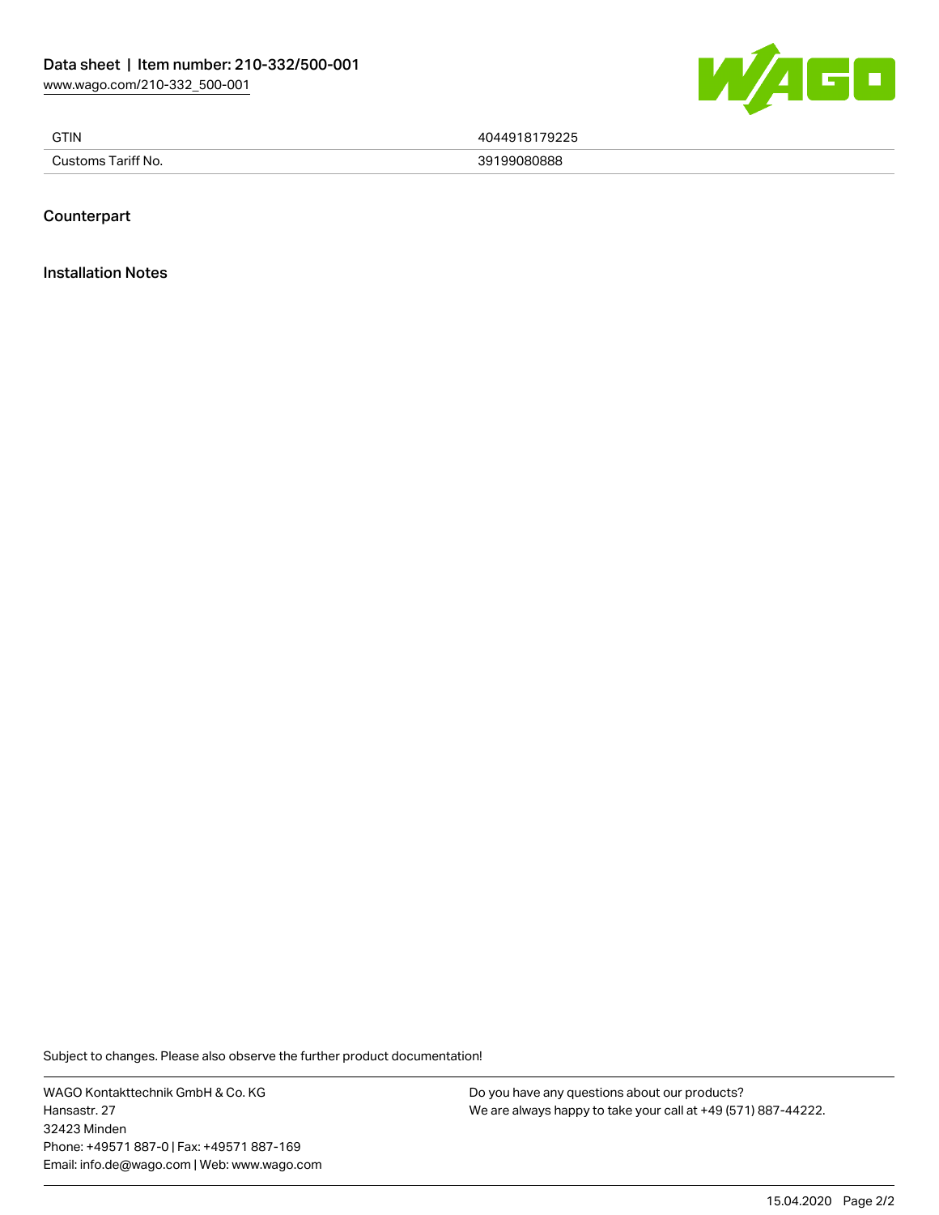| | |
|---|---|
| GTIN | 4044918179225 |
| Customs Tariff No. | 39199080888 |

## Counterpart

## Installation Notes

Subject to changes. Please also observe the further product documentation!

WAGO Kontakttechnik GmbH & Co. KG
Hansastr. 27
32423 Minden
Phone: +49571 887-0 | Fax: +49571 887-169
Email: info.de@wago.com | Web: www.wago.com

Do you have any questions about our products?
We are always happy to take your call at +49 (571) 887-44222.

15.04.2020